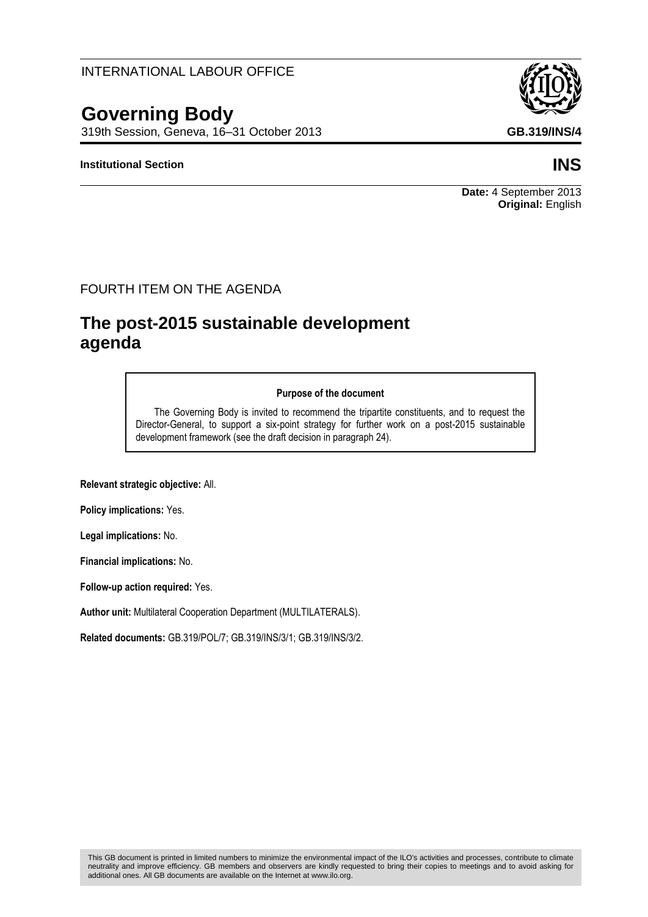INTERNATIONAL LABOUR OFFICE

# Governing Body

319th Session, Geneva, 16–31 October 2013

**GB.319/INS/4**

**Institutional Section**

**INS**

**Date:** 4 September 2013
**Original:** English

FOURTH ITEM ON THE AGENDA

## The post-2015 sustainable development agenda

**Purpose of the document**

The Governing Body is invited to recommend the tripartite constituents, and to request the Director-General, to support a six-point strategy for further work on a post-2015 sustainable development framework (see the draft decision in paragraph 24).

**Relevant strategic objective:** All.

**Policy implications:** Yes.

**Legal implications:** No.

**Financial implications:** No.

**Follow-up action required:** Yes.

**Author unit:** Multilateral Cooperation Department (MULTILATERALS).

**Related documents:** GB.319/POL/7; GB.319/INS/3/1; GB.319/INS/3/2.

This GB document is printed in limited numbers to minimize the environmental impact of the ILO's activities and processes, contribute to climate neutrality and improve efficiency. GB members and observers are kindly requested to bring their copies to meetings and to avoid asking for additional ones. All GB documents are available on the Internet at www.ilo.org.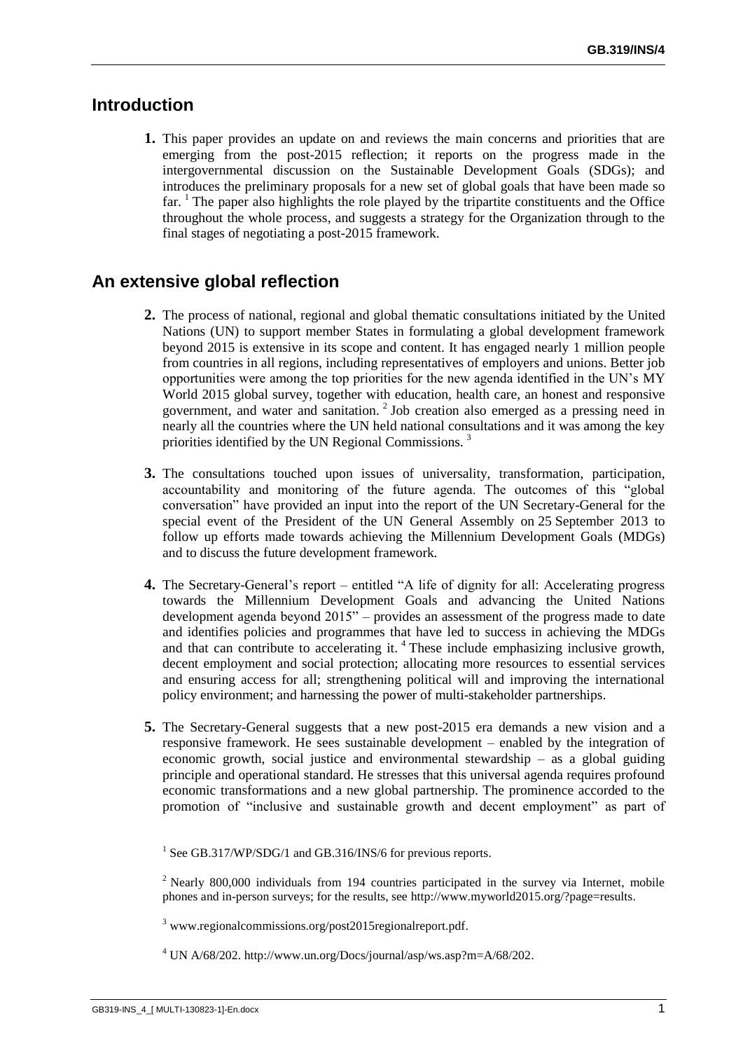## Introduction

**1.** This paper provides an update on and reviews the main concerns and priorities that are emerging from the post-2015 reflection; it reports on the progress made in the intergovernmental discussion on the Sustainable Development Goals (SDGs); and introduces the preliminary proposals for a new set of global goals that have been made so far. [1] The paper also highlights the role played by the tripartite constituents and the Office throughout the whole process, and suggests a strategy for the Organization through to the final stages of negotiating a post-2015 framework.

## An extensive global reflection

**2.** The process of national, regional and global thematic consultations initiated by the United Nations (UN) to support member States in formulating a global development framework beyond 2015 is extensive in its scope and content. It has engaged nearly 1 million people from countries in all regions, including representatives of employers and unions. Better job opportunities were among the top priorities for the new agenda identified in the UN's MY World 2015 global survey, together with education, health care, an honest and responsive government, and water and sanitation. [2] Job creation also emerged as a pressing need in nearly all the countries where the UN held national consultations and it was among the key priorities identified by the UN Regional Commissions. [3]

**3.** The consultations touched upon issues of universality, transformation, participation, accountability and monitoring of the future agenda. The outcomes of this "global conversation" have provided an input into the report of the UN Secretary-General for the special event of the President of the UN General Assembly on 25 September 2013 to follow up efforts made towards achieving the Millennium Development Goals (MDGs) and to discuss the future development framework.

**4.** The Secretary-General's report – entitled "A life of dignity for all: Accelerating progress towards the Millennium Development Goals and advancing the United Nations development agenda beyond 2015" – provides an assessment of the progress made to date and identifies policies and programmes that have led to success in achieving the MDGs and that can contribute to accelerating it. [4] These include emphasizing inclusive growth, decent employment and social protection; allocating more resources to essential services and ensuring access for all; strengthening political will and improving the international policy environment; and harnessing the power of multi-stakeholder partnerships.

**5.** The Secretary-General suggests that a new post-2015 era demands a new vision and a responsive framework. He sees sustainable development – enabled by the integration of economic growth, social justice and environmental stewardship – as a global guiding principle and operational standard. He stresses that this universal agenda requires profound economic transformations and a new global partnership. The prominence accorded to the promotion of "inclusive and sustainable growth and decent employment" as part of

---

[1] See GB.317/WP/SDG/1 and GB.316/INS/6 for previous reports.

[2] Nearly 800,000 individuals from 194 countries participated in the survey via Internet, mobile phones and in-person surveys; for the results, see http://www.myworld2015.org/?page=results.

[3] www.regionalcommissions.org/post2015regionalreport.pdf.

[4] UN A/68/202. http://www.un.org/Docs/journal/asp/ws.asp?m=A/68/202.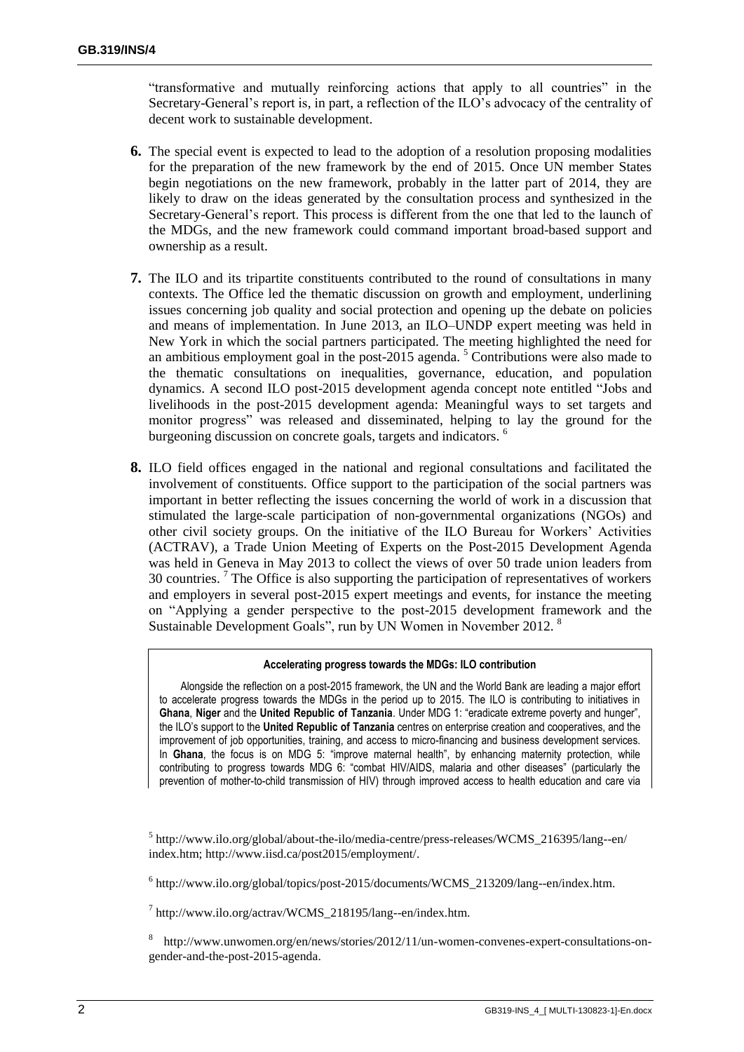"transformative and mutually reinforcing actions that apply to all countries" in the Secretary-General's report is, in part, a reflection of the ILO's advocacy of the centrality of decent work to sustainable development.

**6.** The special event is expected to lead to the adoption of a resolution proposing modalities for the preparation of the new framework by the end of 2015. Once UN member States begin negotiations on the new framework, probably in the latter part of 2014, they are likely to draw on the ideas generated by the consultation process and synthesized in the Secretary-General's report. This process is different from the one that led to the launch of the MDGs, and the new framework could command important broad-based support and ownership as a result.

**7.** The ILO and its tripartite constituents contributed to the round of consultations in many contexts. The Office led the thematic discussion on growth and employment, underlining issues concerning job quality and social protection and opening up the debate on policies and means of implementation. In June 2013, an ILO–UNDP expert meeting was held in New York in which the social partners participated. The meeting highlighted the need for an ambitious employment goal in the post-2015 agenda. [5] Contributions were also made to the thematic consultations on inequalities, governance, education, and population dynamics. A second ILO post-2015 development agenda concept note entitled "Jobs and livelihoods in the post-2015 development agenda: Meaningful ways to set targets and monitor progress" was released and disseminated, helping to lay the ground for the burgeoning discussion on concrete goals, targets and indicators. [6]

**8.** ILO field offices engaged in the national and regional consultations and facilitated the involvement of constituents. Office support to the participation of the social partners was important in better reflecting the issues concerning the world of work in a discussion that stimulated the large-scale participation of non-governmental organizations (NGOs) and other civil society groups. On the initiative of the ILO Bureau for Workers' Activities (ACTRAV), a Trade Union Meeting of Experts on the Post-2015 Development Agenda was held in Geneva in May 2013 to collect the views of over 50 trade union leaders from 30 countries. [7] The Office is also supporting the participation of representatives of workers and employers in several post-2015 expert meetings and events, for instance the meeting on "Applying a gender perspective to the post-2015 development framework and the Sustainable Development Goals", run by UN Women in November 2012. [8]

**Accelerating progress towards the MDGs: ILO contribution**

Alongside the reflection on a post-2015 framework, the UN and the World Bank are leading a major effort to accelerate progress towards the MDGs in the period up to 2015. The ILO is contributing to initiatives in **Ghana**, **Niger** and the **United Republic of Tanzania**. Under MDG 1: "eradicate extreme poverty and hunger", the ILO's support to the **United Republic of Tanzania** centres on enterprise creation and cooperatives, and the improvement of job opportunities, training, and access to micro-financing and business development services. In **Ghana**, the focus is on MDG 5: "improve maternal health", by enhancing maternity protection, while contributing to progress towards MDG 6: "combat HIV/AIDS, malaria and other diseases" (particularly the prevention of mother-to-child transmission of HIV) through improved access to health education and care via

[5] http://www.ilo.org/global/about-the-ilo/media-centre/press-releases/WCMS_216395/lang--en/index.htm; http://www.iisd.ca/post2015/employment/.

[6] http://www.ilo.org/global/topics/post-2015/documents/WCMS_213209/lang--en/index.htm.

[7] http://www.ilo.org/actrav/WCMS_218195/lang--en/index.htm.

[8] http://www.unwomen.org/en/news/stories/2012/11/un-women-convenes-expert-consultations-on-gender-and-the-post-2015-agenda.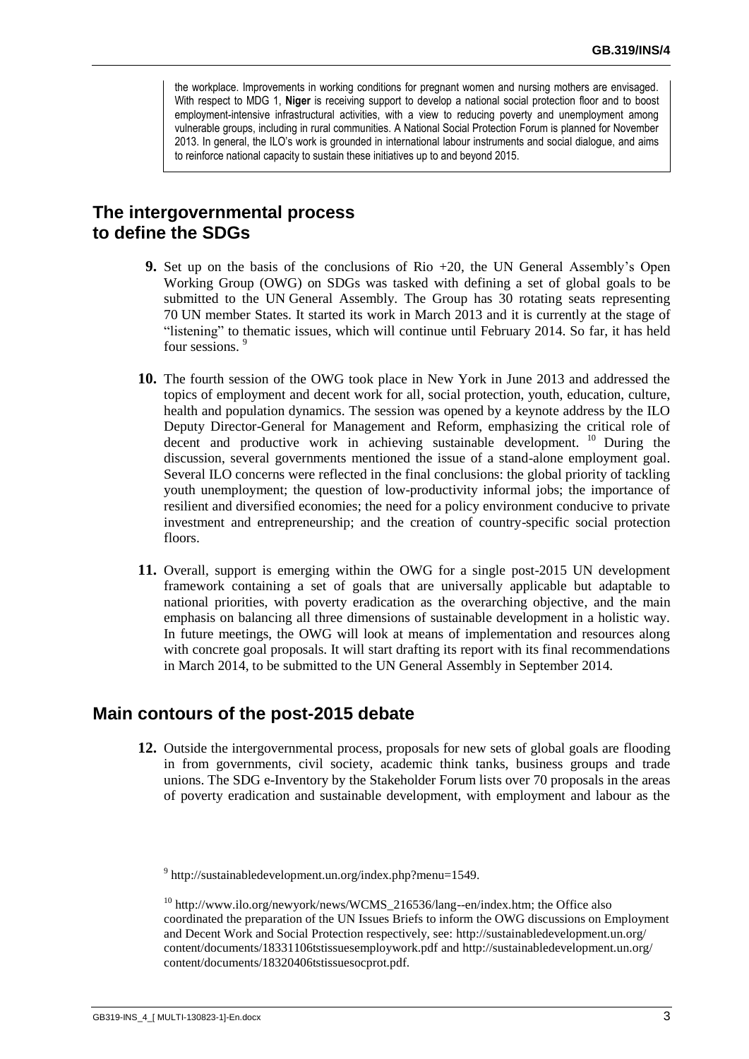the workplace. Improvements in working conditions for pregnant women and nursing mothers are envisaged. With respect to MDG 1, **Niger** is receiving support to develop a national social protection floor and to boost employment-intensive infrastructural activities, with a view to reducing poverty and unemployment among vulnerable groups, including in rural communities. A National Social Protection Forum is planned for November 2013. In general, the ILO's work is grounded in international labour instruments and social dialogue, and aims to reinforce national capacity to sustain these initiatives up to and beyond 2015.

## The intergovernmental process to define the SDGs

**9.** Set up on the basis of the conclusions of Rio +20, the UN General Assembly's Open Working Group (OWG) on SDGs was tasked with defining a set of global goals to be submitted to the UN General Assembly. The Group has 30 rotating seats representing 70 UN member States. It started its work in March 2013 and it is currently at the stage of "listening" to thematic issues, which will continue until February 2014. So far, it has held four sessions. [9]

**10.** The fourth session of the OWG took place in New York in June 2013 and addressed the topics of employment and decent work for all, social protection, youth, education, culture, health and population dynamics. The session was opened by a keynote address by the ILO Deputy Director-General for Management and Reform, emphasizing the critical role of decent and productive work in achieving sustainable development. [10] During the discussion, several governments mentioned the issue of a stand-alone employment goal. Several ILO concerns were reflected in the final conclusions: the global priority of tackling youth unemployment; the question of low-productivity informal jobs; the importance of resilient and diversified economies; the need for a policy environment conducive to private investment and entrepreneurship; and the creation of country-specific social protection floors.

**11.** Overall, support is emerging within the OWG for a single post-2015 UN development framework containing a set of goals that are universally applicable but adaptable to national priorities, with poverty eradication as the overarching objective, and the main emphasis on balancing all three dimensions of sustainable development in a holistic way. In future meetings, the OWG will look at means of implementation and resources along with concrete goal proposals. It will start drafting its report with its final recommendations in March 2014, to be submitted to the UN General Assembly in September 2014.

## Main contours of the post-2015 debate

**12.** Outside the intergovernmental process, proposals for new sets of global goals are flooding in from governments, civil society, academic think tanks, business groups and trade unions. The SDG e-Inventory by the Stakeholder Forum lists over 70 proposals in the areas of poverty eradication and sustainable development, with employment and labour as the

[9] http://sustainabledevelopment.un.org/index.php?menu=1549.

[10] http://www.ilo.org/newyork/news/WCMS_216536/lang--en/index.htm; the Office also coordinated the preparation of the UN Issues Briefs to inform the OWG discussions on Employment and Decent Work and Social Protection respectively, see: http://sustainabledevelopment.un.org/content/documents/18331106tstissuesemploywork.pdf and http://sustainabledevelopment.un.org/content/documents/18320406tstissuesocprot.pdf.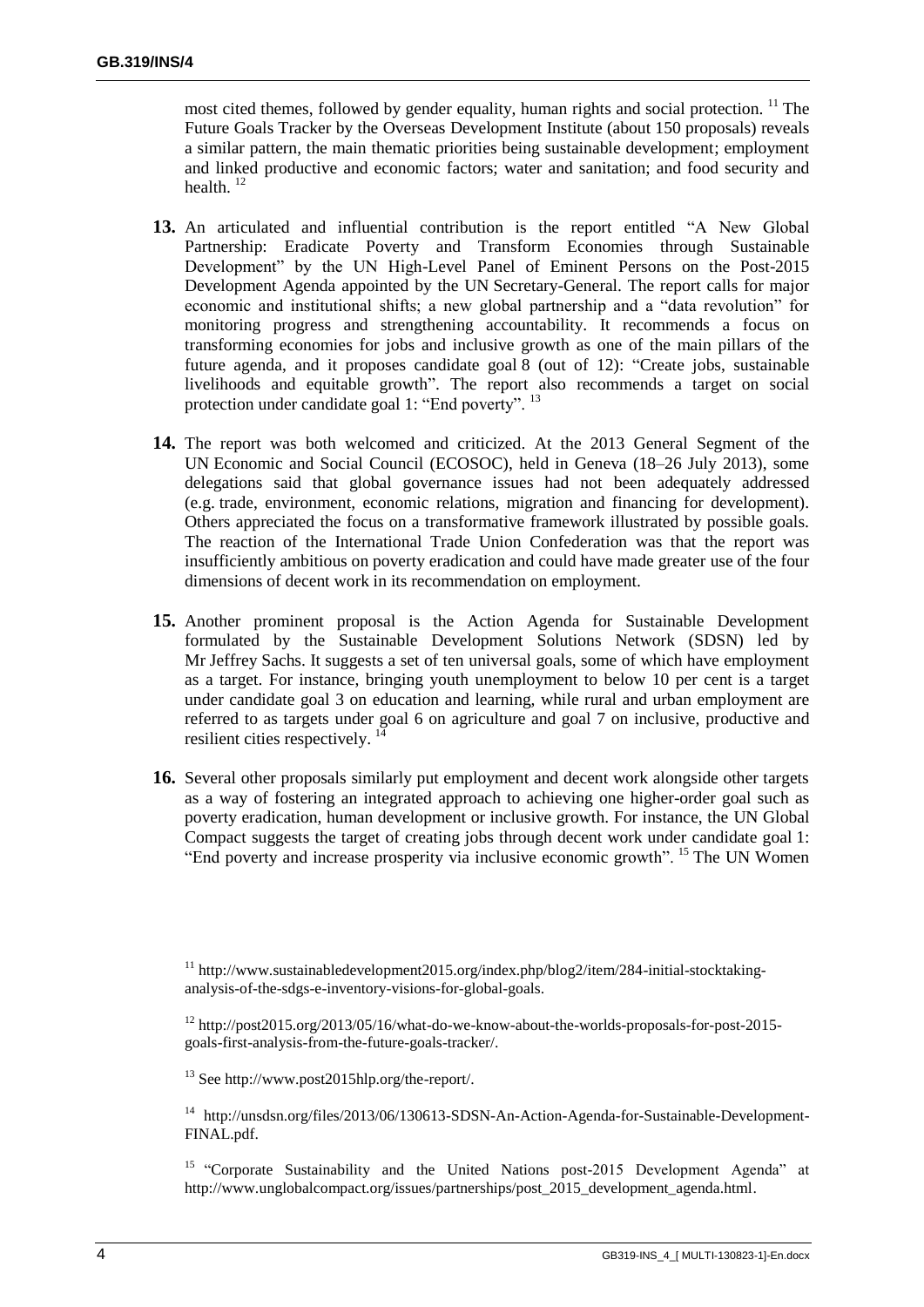most cited themes, followed by gender equality, human rights and social protection. [11] The Future Goals Tracker by the Overseas Development Institute (about 150 proposals) reveals a similar pattern, the main thematic priorities being sustainable development; employment and linked productive and economic factors; water and sanitation; and food security and health. [12]

**13.** An articulated and influential contribution is the report entitled "A New Global Partnership: Eradicate Poverty and Transform Economies through Sustainable Development" by the UN High-Level Panel of Eminent Persons on the Post-2015 Development Agenda appointed by the UN Secretary-General. The report calls for major economic and institutional shifts; a new global partnership and a "data revolution" for monitoring progress and strengthening accountability. It recommends a focus on transforming economies for jobs and inclusive growth as one of the main pillars of the future agenda, and it proposes candidate goal 8 (out of 12): "Create jobs, sustainable livelihoods and equitable growth". The report also recommends a target on social protection under candidate goal 1: "End poverty". [13]

**14.** The report was both welcomed and criticized. At the 2013 General Segment of the UN Economic and Social Council (ECOSOC), held in Geneva (18–26 July 2013), some delegations said that global governance issues had not been adequately addressed (e.g. trade, environment, economic relations, migration and financing for development). Others appreciated the focus on a transformative framework illustrated by possible goals. The reaction of the International Trade Union Confederation was that the report was insufficiently ambitious on poverty eradication and could have made greater use of the four dimensions of decent work in its recommendation on employment.

**15.** Another prominent proposal is the Action Agenda for Sustainable Development formulated by the Sustainable Development Solutions Network (SDSN) led by Mr Jeffrey Sachs. It suggests a set of ten universal goals, some of which have employment as a target. For instance, bringing youth unemployment to below 10 per cent is a target under candidate goal 3 on education and learning, while rural and urban employment are referred to as targets under goal 6 on agriculture and goal 7 on inclusive, productive and resilient cities respectively. [14]

**16.** Several other proposals similarly put employment and decent work alongside other targets as a way of fostering an integrated approach to achieving one higher-order goal such as poverty eradication, human development or inclusive growth. For instance, the UN Global Compact suggests the target of creating jobs through decent work under candidate goal 1: "End poverty and increase prosperity via inclusive economic growth". [15] The UN Women

---

[11] http://www.sustainabledevelopment2015.org/index.php/blog2/item/284-initial-stocktaking-analysis-of-the-sdgs-e-inventory-visions-for-global-goals.

[12] http://post2015.org/2013/05/16/what-do-we-know-about-the-worlds-proposals-for-post-2015-goals-first-analysis-from-the-future-goals-tracker/.

[13] See http://www.post2015hlp.org/the-report/.

[14] http://unsdsn.org/files/2013/06/130613-SDSN-An-Action-Agenda-for-Sustainable-Development-FINAL.pdf.

[15] "Corporate Sustainability and the United Nations post-2015 Development Agenda" at http://www.unglobalcompact.org/issues/partnerships/post_2015_development_agenda.html.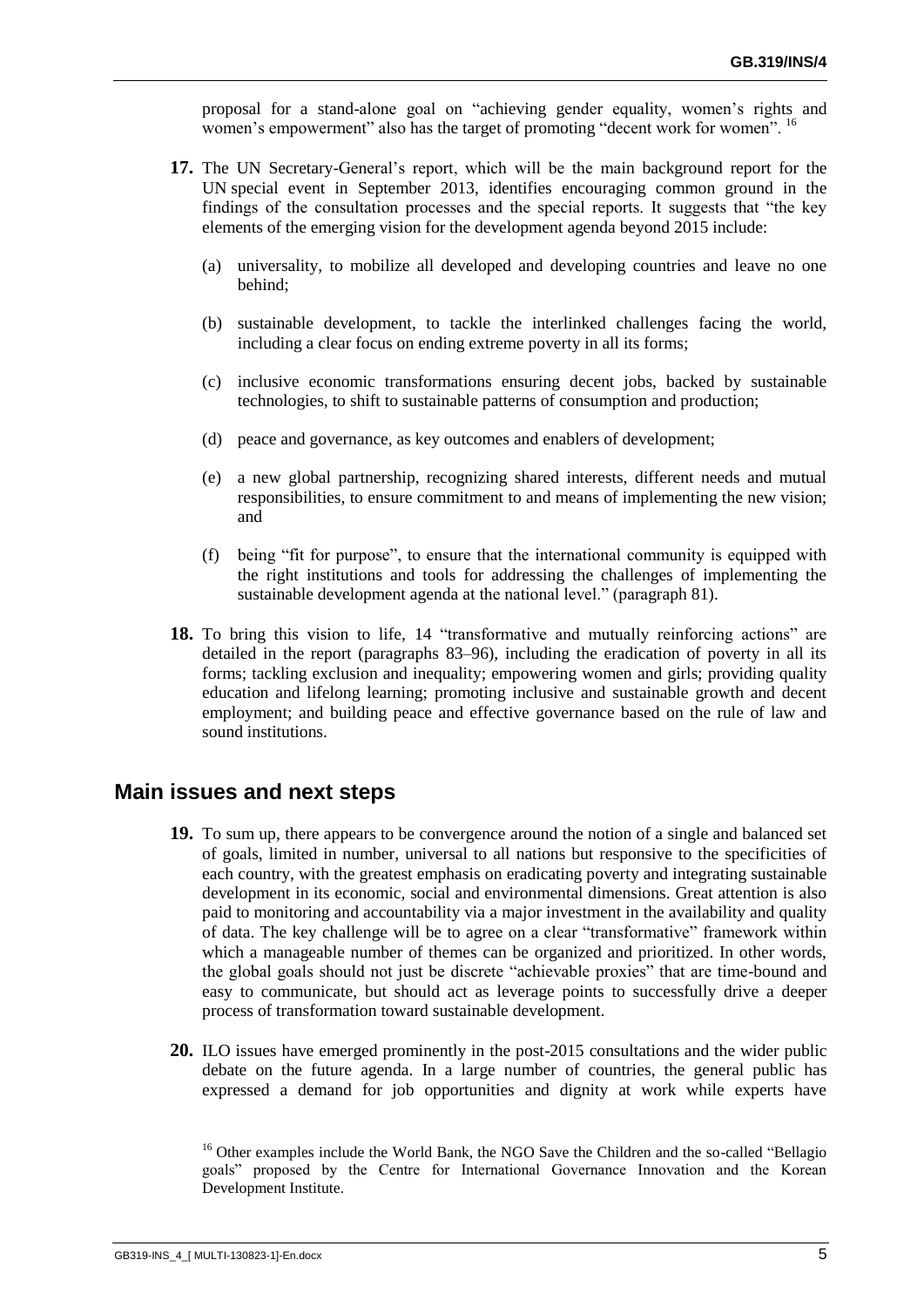proposal for a stand-alone goal on "achieving gender equality, women's rights and women's empowerment" also has the target of promoting "decent work for women". [16]

**17.** The UN Secretary-General's report, which will be the main background report for the UN special event in September 2013, identifies encouraging common ground in the findings of the consultation processes and the special reports. It suggests that "the key elements of the emerging vision for the development agenda beyond 2015 include:

(a) universality, to mobilize all developed and developing countries and leave no one behind;

(b) sustainable development, to tackle the interlinked challenges facing the world, including a clear focus on ending extreme poverty in all its forms;

(c) inclusive economic transformations ensuring decent jobs, backed by sustainable technologies, to shift to sustainable patterns of consumption and production;

(d) peace and governance, as key outcomes and enablers of development;

(e) a new global partnership, recognizing shared interests, different needs and mutual responsibilities, to ensure commitment to and means of implementing the new vision; and

(f) being "fit for purpose", to ensure that the international community is equipped with the right institutions and tools for addressing the challenges of implementing the sustainable development agenda at the national level." (paragraph 81).

**18.** To bring this vision to life, 14 "transformative and mutually reinforcing actions" are detailed in the report (paragraphs 83–96), including the eradication of poverty in all its forms; tackling exclusion and inequality; empowering women and girls; providing quality education and lifelong learning; promoting inclusive and sustainable growth and decent employment; and building peace and effective governance based on the rule of law and sound institutions.

## Main issues and next steps

**19.** To sum up, there appears to be convergence around the notion of a single and balanced set of goals, limited in number, universal to all nations but responsive to the specificities of each country, with the greatest emphasis on eradicating poverty and integrating sustainable development in its economic, social and environmental dimensions. Great attention is also paid to monitoring and accountability via a major investment in the availability and quality of data. The key challenge will be to agree on a clear "transformative" framework within which a manageable number of themes can be organized and prioritized. In other words, the global goals should not just be discrete "achievable proxies" that are time-bound and easy to communicate, but should act as leverage points to successfully drive a deeper process of transformation toward sustainable development.

**20.** ILO issues have emerged prominently in the post-2015 consultations and the wider public debate on the future agenda. In a large number of countries, the general public has expressed a demand for job opportunities and dignity at work while experts have

[16] Other examples include the World Bank, the NGO Save the Children and the so-called "Bellagio goals" proposed by the Centre for International Governance Innovation and the Korean Development Institute.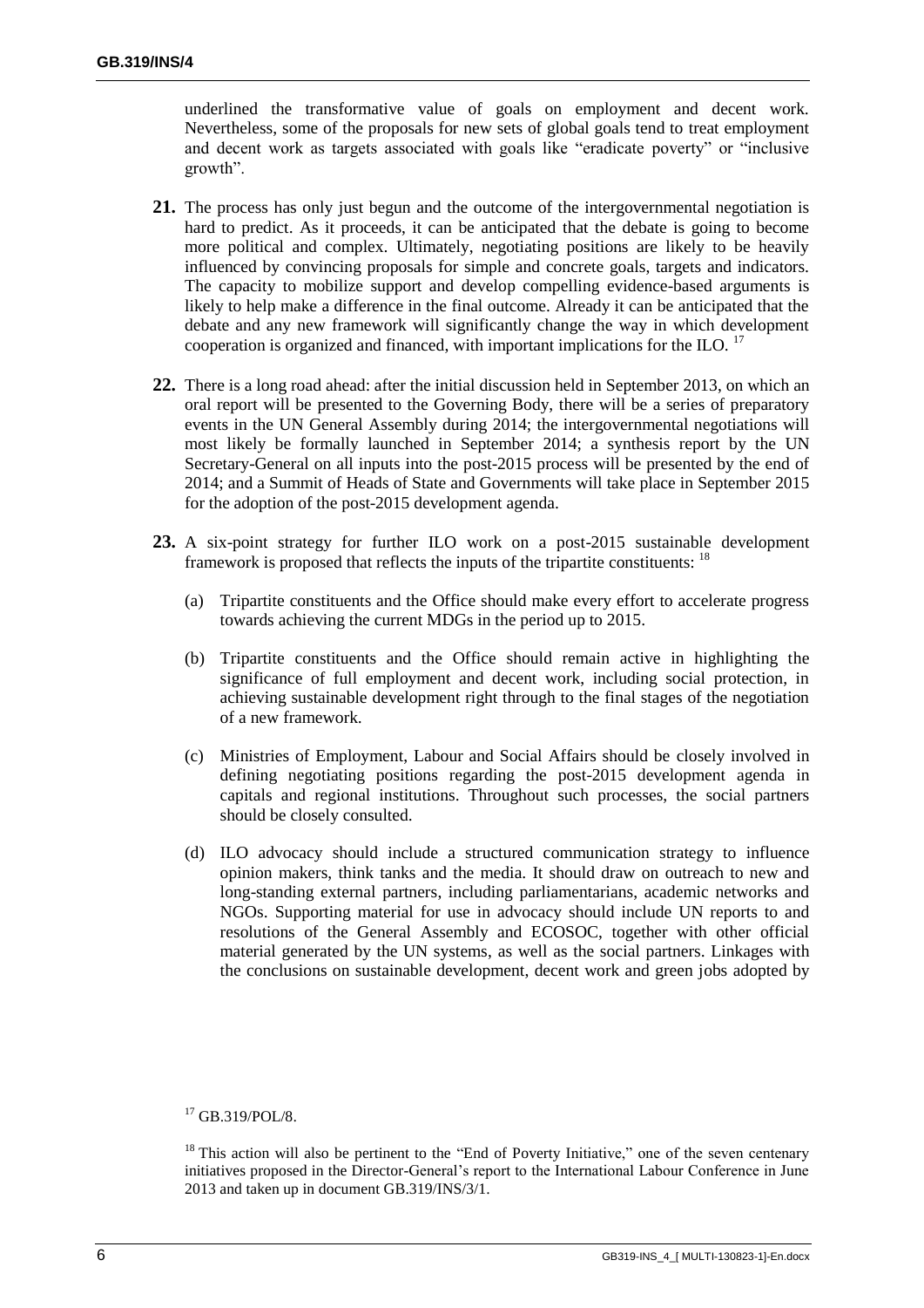underlined the transformative value of goals on employment and decent work. Nevertheless, some of the proposals for new sets of global goals tend to treat employment and decent work as targets associated with goals like "eradicate poverty" or "inclusive growth".

**21.** The process has only just begun and the outcome of the intergovernmental negotiation is hard to predict. As it proceeds, it can be anticipated that the debate is going to become more political and complex. Ultimately, negotiating positions are likely to be heavily influenced by convincing proposals for simple and concrete goals, targets and indicators. The capacity to mobilize support and develop compelling evidence-based arguments is likely to help make a difference in the final outcome. Already it can be anticipated that the debate and any new framework will significantly change the way in which development cooperation is organized and financed, with important implications for the ILO. [17]

**22.** There is a long road ahead: after the initial discussion held in September 2013, on which an oral report will be presented to the Governing Body, there will be a series of preparatory events in the UN General Assembly during 2014; the intergovernmental negotiations will most likely be formally launched in September 2014; a synthesis report by the UN Secretary-General on all inputs into the post-2015 process will be presented by the end of 2014; and a Summit of Heads of State and Governments will take place in September 2015 for the adoption of the post-2015 development agenda.

**23.** A six-point strategy for further ILO work on a post-2015 sustainable development framework is proposed that reflects the inputs of the tripartite constituents: [18]

(a) Tripartite constituents and the Office should make every effort to accelerate progress towards achieving the current MDGs in the period up to 2015.

(b) Tripartite constituents and the Office should remain active in highlighting the significance of full employment and decent work, including social protection, in achieving sustainable development right through to the final stages of the negotiation of a new framework.

(c) Ministries of Employment, Labour and Social Affairs should be closely involved in defining negotiating positions regarding the post-2015 development agenda in capitals and regional institutions. Throughout such processes, the social partners should be closely consulted.

(d) ILO advocacy should include a structured communication strategy to influence opinion makers, think tanks and the media. It should draw on outreach to new and long-standing external partners, including parliamentarians, academic networks and NGOs. Supporting material for use in advocacy should include UN reports to and resolutions of the General Assembly and ECOSOC, together with other official material generated by the UN systems, as well as the social partners. Linkages with the conclusions on sustainable development, decent work and green jobs adopted by

---

[17] GB.319/POL/8.

[18] This action will also be pertinent to the "End of Poverty Initiative," one of the seven centenary initiatives proposed in the Director-General's report to the International Labour Conference in June 2013 and taken up in document GB.319/INS/3/1.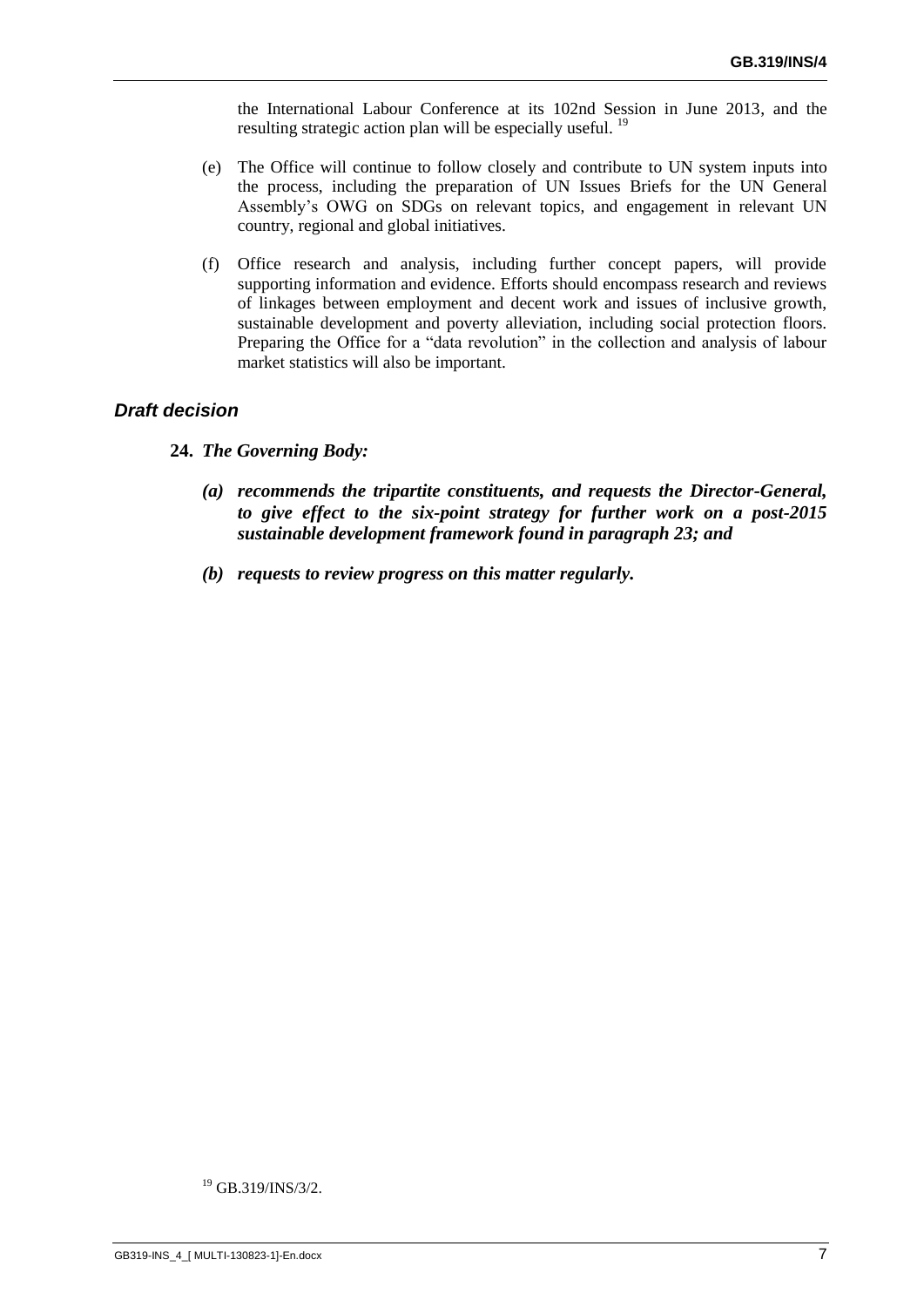the International Labour Conference at its 102nd Session in June 2013, and the resulting strategic action plan will be especially useful. [19]

(e) The Office will continue to follow closely and contribute to UN system inputs into the process, including the preparation of UN Issues Briefs for the UN General Assembly's OWG on SDGs on relevant topics, and engagement in relevant UN country, regional and global initiatives.

(f) Office research and analysis, including further concept papers, will provide supporting information and evidence. Efforts should encompass research and reviews of linkages between employment and decent work and issues of inclusive growth, sustainable development and poverty alleviation, including social protection floors. Preparing the Office for a "data revolution" in the collection and analysis of labour market statistics will also be important.

### *Draft decision*

**24.** ***The Governing Body:***

***(a) recommends the tripartite constituents, and requests the Director-General, to give effect to the six-point strategy for further work on a post-2015 sustainable development framework found in paragraph 23; and***

***(b) requests to review progress on this matter regularly.***

[19] GB.319/INS/3/2.